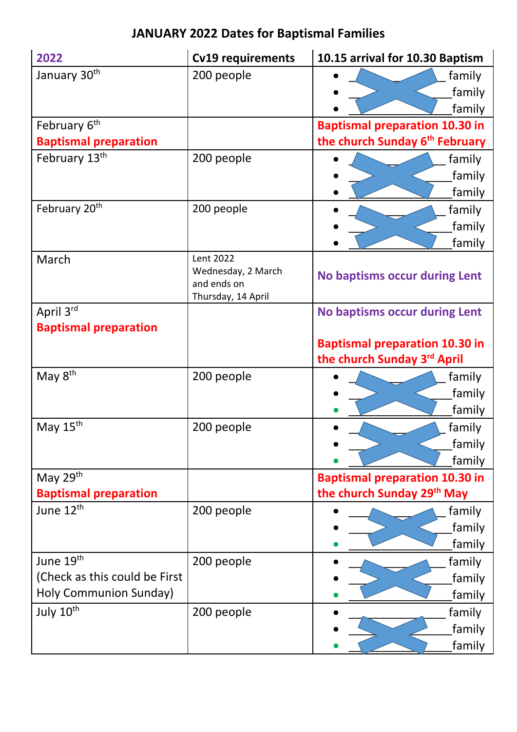# JANUARY 2022 Dates for Baptismal Families

| 2022 | Cv19 requirements | 10.15 arrival for 10.30 Baptism |
|---|---|---|
| January 30th | 200 people | • ____________ family<br>• ____________ family<br>• ____________ family |
| February 6th<br>**Baptismal preparation** | | **Baptismal preparation 10.30 in the church Sunday 6th February** |
| February 13th | 200 people | • ____________ family<br>• ____________ family<br>• ____________ family |
| February 20th | 200 people | • ____________ family<br>• ____________ family<br>• ____________ family |
| March | Lent 2022<br>Wednesday, 2 March and ends on Thursday, 14 April | **No baptisms occur during Lent** |
| April 3rd<br>**Baptismal preparation** | | **No baptisms occur during Lent**<br><br>**Baptismal preparation 10.30 in the church Sunday 3rd April** |
| May 8th | 200 people | • ____________ family<br>• ____________ family<br>• ____________ family |
| May 15th | 200 people | • ____________ family<br>• ____________ family<br>• ____________ family |
| May 29th<br>**Baptismal preparation** | | **Baptismal preparation 10.30 in the church Sunday 29th May** |
| June 12th | 200 people | • ____________ family<br>• ____________ family<br>• ____________ family |
| June 19th<br>(Check as this could be First Holy Communion Sunday) | 200 people | • ____________ family<br>• ____________ family<br>• ____________ family |
| July 10th | 200 people | • ____________ family<br>• ____________ family<br>• ____________ family |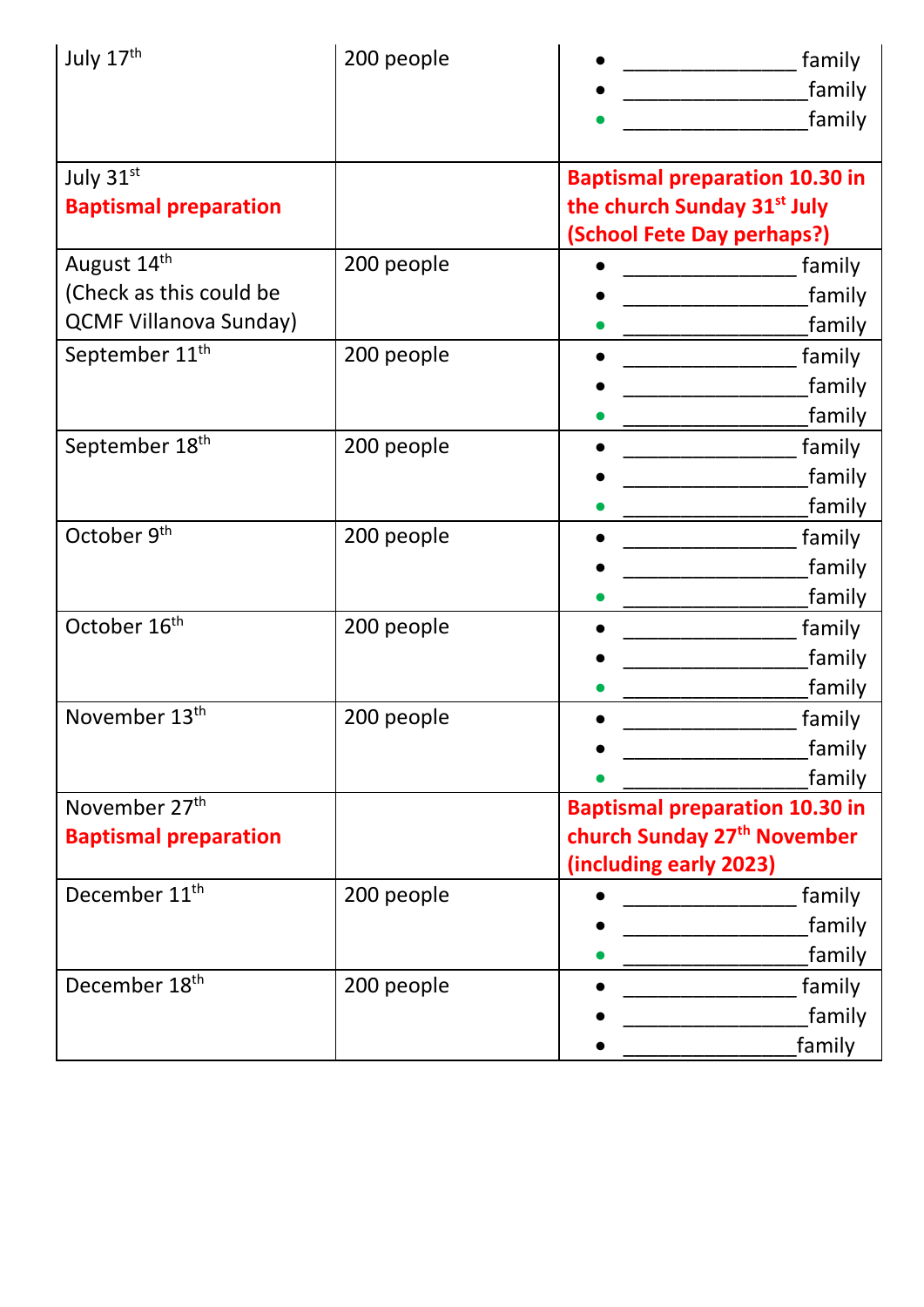| | | |
|---|---|---|
| July 17th | 200 people | • ________________ family<br>• ________________ family<br>• ________________ family |
| July 31st<br>**Baptismal preparation** | | **Baptismal preparation 10.30 in the church Sunday 31st July (School Fete Day perhaps?)** |
| August 14th<br>(Check as this could be QCMF Villanova Sunday) | 200 people | • ________________ family<br>• ________________ family<br>• ________________ family |
| September 11th | 200 people | • ________________ family<br>• ________________ family<br>• ________________ family |
| September 18th | 200 people | • ________________ family<br>• ________________ family<br>• ________________ family |
| October 9th | 200 people | • ________________ family<br>• ________________ family<br>• ________________ family |
| October 16th | 200 people | • ________________ family<br>• ________________ family<br>• ________________ family |
| November 13th | 200 people | • ________________ family<br>• ________________ family<br>• ________________ family |
| November 27th<br>**Baptismal preparation** | | **Baptismal preparation 10.30 in church Sunday 27th November (including early 2023)** |
| December 11th | 200 people | • ________________ family<br>• ________________ family<br>• ________________ family |
| December 18th | 200 people | • ________________ family<br>• ________________ family<br>• ________________ family |